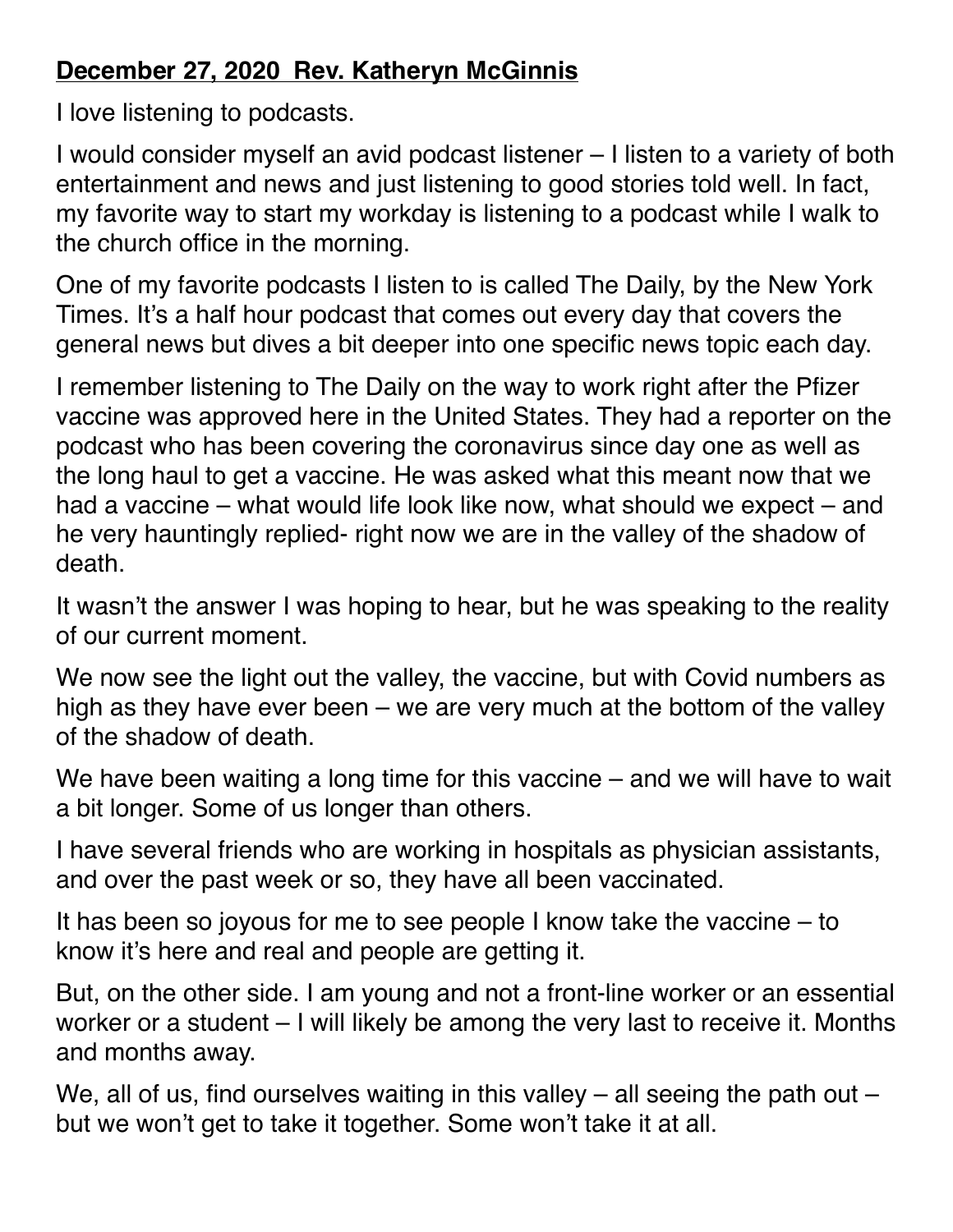**December 27, 2020  Rev. Katheryn McGinnis**

I love listening to podcasts.

I would consider myself an avid podcast listener – I listen to a variety of both entertainment and news and just listening to good stories told well. In fact, my favorite way to start my workday is listening to a podcast while I walk to the church office in the morning.

One of my favorite podcasts I listen to is called The Daily, by the New York Times. It's a half hour podcast that comes out every day that covers the general news but dives a bit deeper into one specific news topic each day.

I remember listening to The Daily on the way to work right after the Pfizer vaccine was approved here in the United States. They had a reporter on the podcast who has been covering the coronavirus since day one as well as the long haul to get a vaccine. He was asked what this meant now that we had a vaccine – what would life look like now, what should we expect – and he very hauntingly replied- right now we are in the valley of the shadow of death.

It wasn't the answer I was hoping to hear, but he was speaking to the reality of our current moment.

We now see the light out the valley, the vaccine, but with Covid numbers as high as they have ever been – we are very much at the bottom of the valley of the shadow of death.

We have been waiting a long time for this vaccine – and we will have to wait a bit longer. Some of us longer than others.

I have several friends who are working in hospitals as physician assistants, and over the past week or so, they have all been vaccinated.

It has been so joyous for me to see people I know take the vaccine – to know it's here and real and people are getting it.

But, on the other side. I am young and not a front-line worker or an essential worker or a student – I will likely be among the very last to receive it. Months and months away.

We, all of us, find ourselves waiting in this valley – all seeing the path out – but we won't get to take it together. Some won't take it at all.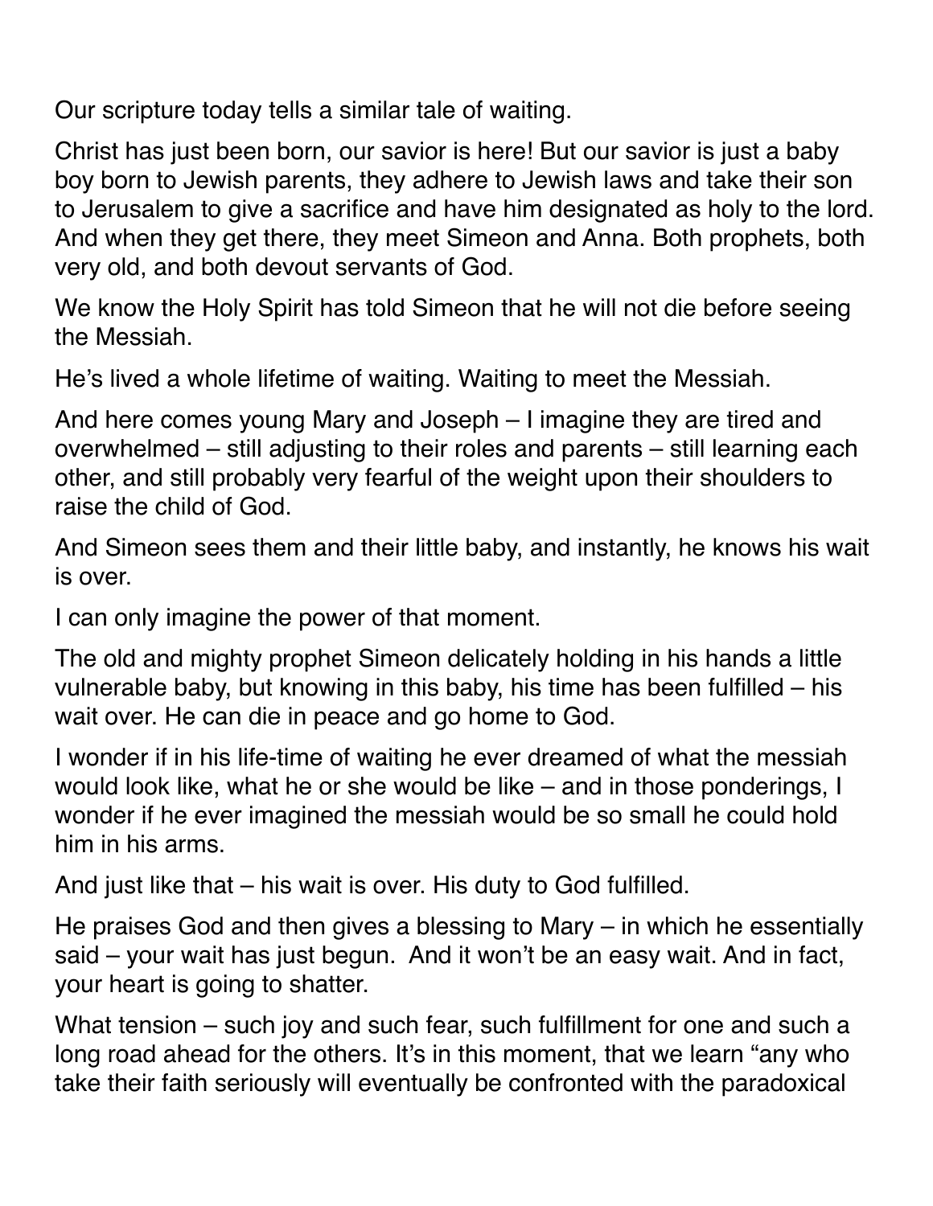Our scripture today tells a similar tale of waiting.

Christ has just been born, our savior is here! But our savior is just a baby boy born to Jewish parents, they adhere to Jewish laws and take their son to Jerusalem to give a sacrifice and have him designated as holy to the lord. And when they get there, they meet Simeon and Anna. Both prophets, both very old, and both devout servants of God.

We know the Holy Spirit has told Simeon that he will not die before seeing the Messiah.

He's lived a whole lifetime of waiting. Waiting to meet the Messiah.

And here comes young Mary and Joseph – I imagine they are tired and overwhelmed – still adjusting to their roles and parents – still learning each other, and still probably very fearful of the weight upon their shoulders to raise the child of God.

And Simeon sees them and their little baby, and instantly, he knows his wait is over.

I can only imagine the power of that moment.

The old and mighty prophet Simeon delicately holding in his hands a little vulnerable baby, but knowing in this baby, his time has been fulfilled – his wait over. He can die in peace and go home to God.

I wonder if in his life-time of waiting he ever dreamed of what the messiah would look like, what he or she would be like – and in those ponderings, I wonder if he ever imagined the messiah would be so small he could hold him in his arms.

And just like that – his wait is over. His duty to God fulfilled.

He praises God and then gives a blessing to Mary – in which he essentially said – your wait has just begun. And it won't be an easy wait. And in fact, your heart is going to shatter.

What tension – such joy and such fear, such fulfillment for one and such a long road ahead for the others. It's in this moment, that we learn "any who take their faith seriously will eventually be confronted with the paradoxical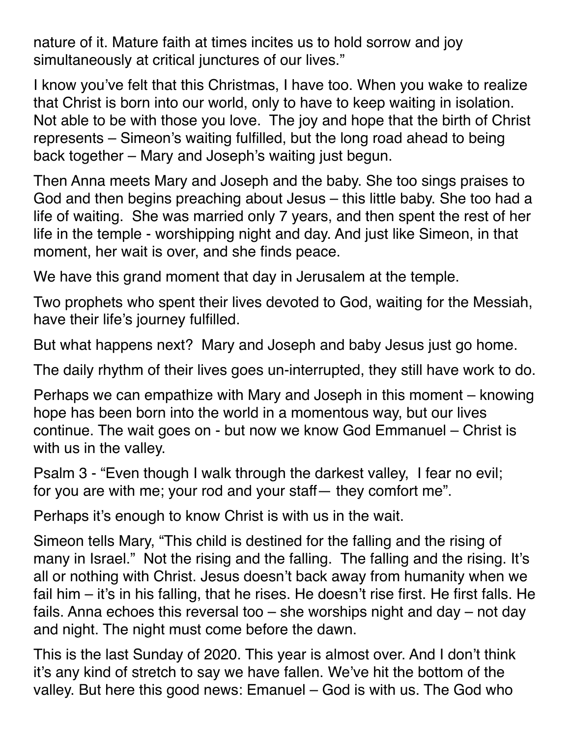nature of it. Mature faith at times incites us to hold sorrow and joy simultaneously at critical junctures of our lives."

I know you've felt that this Christmas, I have too. When you wake to realize that Christ is born into our world, only to have to keep waiting in isolation. Not able to be with those you love. The joy and hope that the birth of Christ represents – Simeon's waiting fulfilled, but the long road ahead to being back together – Mary and Joseph's waiting just begun.

Then Anna meets Mary and Joseph and the baby. She too sings praises to God and then begins preaching about Jesus – this little baby. She too had a life of waiting. She was married only 7 years, and then spent the rest of her life in the temple - worshipping night and day. And just like Simeon, in that moment, her wait is over, and she finds peace.

We have this grand moment that day in Jerusalem at the temple.

Two prophets who spent their lives devoted to God, waiting for the Messiah, have their life's journey fulfilled.

But what happens next? Mary and Joseph and baby Jesus just go home.

The daily rhythm of their lives goes un-interrupted, they still have work to do.

Perhaps we can empathize with Mary and Joseph in this moment – knowing hope has been born into the world in a momentous way, but our lives continue. The wait goes on - but now we know God Emmanuel – Christ is with us in the valley.

Psalm 3 - "Even though I walk through the darkest valley, I fear no evil; for you are with me; your rod and your staff— they comfort me".

Perhaps it's enough to know Christ is with us in the wait.

Simeon tells Mary, "This child is destined for the falling and the rising of many in Israel." Not the rising and the falling. The falling and the rising. It's all or nothing with Christ. Jesus doesn't back away from humanity when we fail him – it's in his falling, that he rises. He doesn't rise first. He first falls. He fails. Anna echoes this reversal too – she worships night and day – not day and night. The night must come before the dawn.

This is the last Sunday of 2020. This year is almost over. And I don't think it's any kind of stretch to say we have fallen. We've hit the bottom of the valley. But here this good news: Emanuel – God is with us. The God who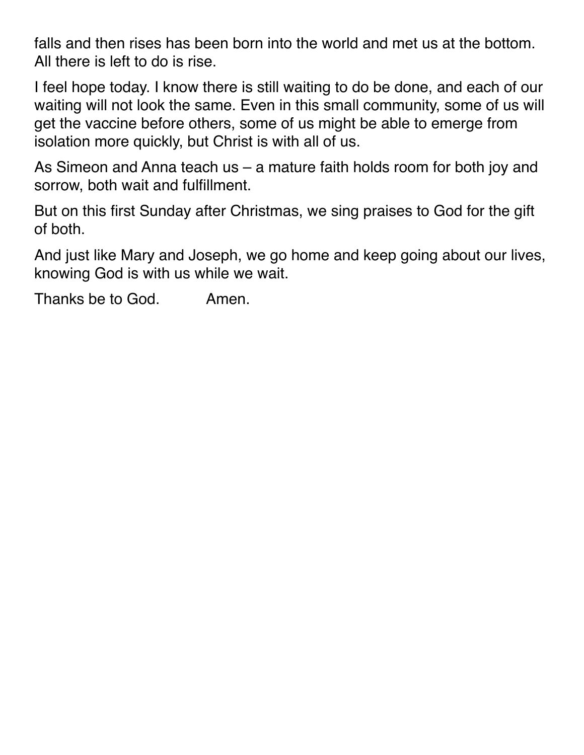falls and then rises has been born into the world and met us at the bottom. All there is left to do is rise.

I feel hope today. I know there is still waiting to do be done, and each of our waiting will not look the same. Even in this small community, some of us will get the vaccine before others, some of us might be able to emerge from isolation more quickly, but Christ is with all of us.

As Simeon and Anna teach us – a mature faith holds room for both joy and sorrow, both wait and fulfillment.

But on this first Sunday after Christmas, we sing praises to God for the gift of both.

And just like Mary and Joseph, we go home and keep going about our lives, knowing God is with us while we wait.

Thanks be to God.          Amen.